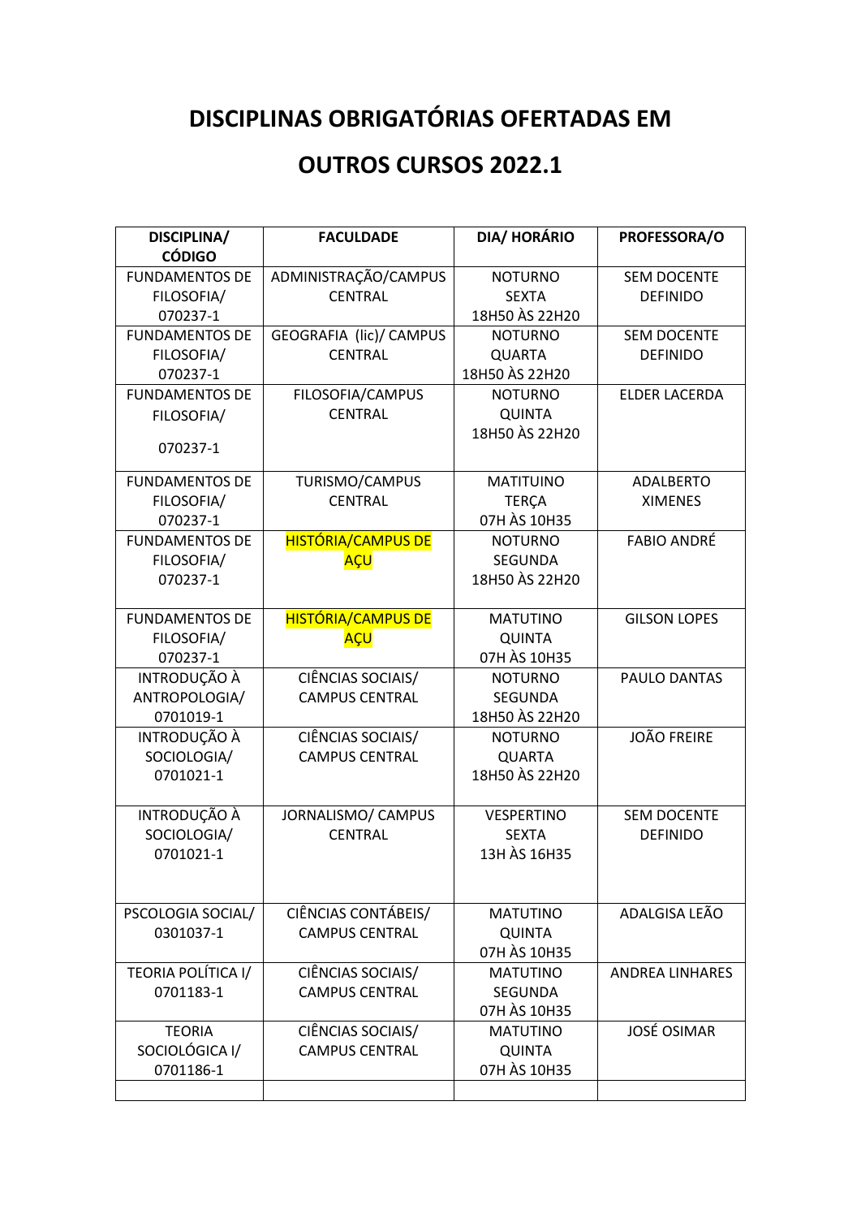# DISCIPLINAS OBRIGATÓRIAS OFERTADAS EM OUTROS CURSOS 2022.1

| DISCIPLINA/ CÓDIGO | FACULDADE | DIA/ HORÁRIO | PROFESSORA/O |
|---|---|---|---|
| FUNDAMENTOS DE FILOSOFIA/ 070237-1 | ADMINISTRAÇÃO/CAMPUS CENTRAL | NOTURNO SEXTA 18H50 ÀS 22H20 | SEM DOCENTE DEFINIDO |
| FUNDAMENTOS DE FILOSOFIA/ 070237-1 | GEOGRAFIA (lic)/ CAMPUS CENTRAL | NOTURNO QUARTA 18H50 ÀS 22H20 | SEM DOCENTE DEFINIDO |
| FUNDAMENTOS DE FILOSOFIA/ 070237-1 | FILOSOFIA/CAMPUS CENTRAL | NOTURNO QUINTA 18H50 ÀS 22H20 | ELDER LACERDA |
| FUNDAMENTOS DE FILOSOFIA/ 070237-1 | TURISMO/CAMPUS CENTRAL | MATITUINO TERÇA 07H ÀS 10H35 | ADALBERTO XIMENES |
| FUNDAMENTOS DE FILOSOFIA/ 070237-1 | HISTÓRIA/CAMPUS DE AÇU | NOTURNO SEGUNDA 18H50 ÀS 22H20 | FABIO ANDRÉ |
| FUNDAMENTOS DE FILOSOFIA/ 070237-1 | HISTÓRIA/CAMPUS DE AÇU | MATUTINO QUINTA 07H ÀS 10H35 | GILSON LOPES |
| INTRODUÇÃO À ANTROPOLOGIA/ 0701019-1 | CIÊNCIAS SOCIAIS/ CAMPUS CENTRAL | NOTURNO SEGUNDA 18H50 ÀS 22H20 | PAULO DANTAS |
| INTRODUÇÃO À SOCIOLOGIA/ 0701021-1 | CIÊNCIAS SOCIAIS/ CAMPUS CENTRAL | NOTURNO QUARTA 18H50 ÀS 22H20 | JOÃO FREIRE |
| INTRODUÇÃO À SOCIOLOGIA/ 0701021-1 | JORNALISMO/ CAMPUS CENTRAL | VESPERTINO SEXTA 13H ÀS 16H35 | SEM DOCENTE DEFINIDO |
| PSCOLOGIA SOCIAL/ 0301037-1 | CIÊNCIAS CONTÁBEIS/ CAMPUS CENTRAL | MATUTINO QUINTA 07H ÀS 10H35 | ADALGISA LEÃO |
| TEORIA POLÍTICA I/ 0701183-1 | CIÊNCIAS SOCIAIS/ CAMPUS CENTRAL | MATUTINO SEGUNDA 07H ÀS 10H35 | ANDREA LINHARES |
| TEORIA SOCIOLÓGICA I/ 0701186-1 | CIÊNCIAS SOCIAIS/ CAMPUS CENTRAL | MATUTINO QUINTA 07H ÀS 10H35 | JOSÉ OSIMAR |
| | | | |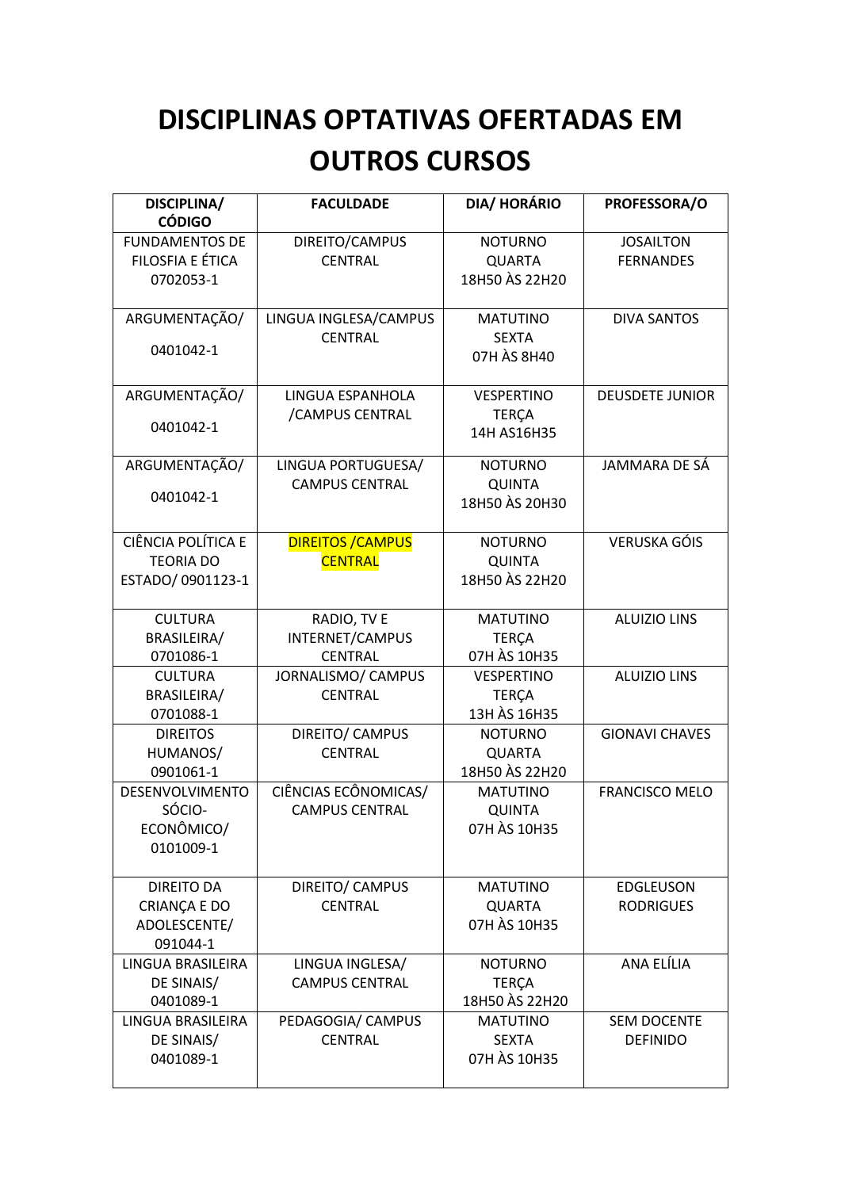# DISCIPLINAS OPTATIVAS OFERTADAS EM OUTROS CURSOS

| DISCIPLINA/ CÓDIGO | FACULDADE | DIA/ HORÁRIO | PROFESSORA/O |
|---|---|---|---|
| FUNDAMENTOS DE FILOSFIA E ÉTICA 0702053-1 | DIREITO/CAMPUS CENTRAL | NOTURNO QUARTA 18H50 ÀS 22H20 | JOSAILTON FERNANDES |
| ARGUMENTAÇÃO/ 0401042-1 | LINGUA INGLESA/CAMPUS CENTRAL | MATUTINO SEXTA 07H ÀS 8H40 | DIVA SANTOS |
| ARGUMENTAÇÃO/ 0401042-1 | LINGUA ESPANHOLA /CAMPUS CENTRAL | VESPERTINO TERÇA 14H AS16H35 | DEUSDETE JUNIOR |
| ARGUMENTAÇÃO/ 0401042-1 | LINGUA PORTUGUESA/ CAMPUS CENTRAL | NOTURNO QUINTA 18H50 ÀS 20H30 | JAMMARA DE SÁ |
| CIÊNCIA POLÍTICA E TEORIA DO ESTADO/ 0901123-1 | DIREITOS /CAMPUS CENTRAL | NOTURNO QUINTA 18H50 ÀS 22H20 | VERUSKA GÓIS |
| CULTURA BRASILEIRA/ 0701086-1 | RADIO, TV E INTERNET/CAMPUS CENTRAL | MATUTINO TERÇA 07H ÀS 10H35 | ALUIZIO LINS |
| CULTURA BRASILEIRA/ 0701088-1 | JORNALISMO/ CAMPUS CENTRAL | VESPERTINO TERÇA 13H ÀS 16H35 | ALUIZIO LINS |
| DIREITOS HUMANOS/ 0901061-1 | DIREITO/ CAMPUS CENTRAL | NOTURNO QUARTA 18H50 ÀS 22H20 | GIONAVI CHAVES |
| DESENVOLVIMENTO SÓCIO-ECONÔMICO/ 0101009-1 | CIÊNCIAS ECÔNOMICAS/ CAMPUS CENTRAL | MATUTINO QUINTA 07H ÀS 10H35 | FRANCISCO MELO |
| DIREITO DA CRIANÇA E DO ADOLESCENTE/ 091044-1 | DIREITO/ CAMPUS CENTRAL | MATUTINO QUARTA 07H ÀS 10H35 | EDGLEUSON RODRIGUES |
| LINGUA BRASILEIRA DE SINAIS/ 0401089-1 | LINGUA INGLESA/ CAMPUS CENTRAL | NOTURNO TERÇA 18H50 ÀS 22H20 | ANA ELÍLIA |
| LINGUA BRASILEIRA DE SINAIS/ 0401089-1 | PEDAGOGIA/ CAMPUS CENTRAL | MATUTINO SEXTA 07H ÀS 10H35 | SEM DOCENTE DEFINIDO |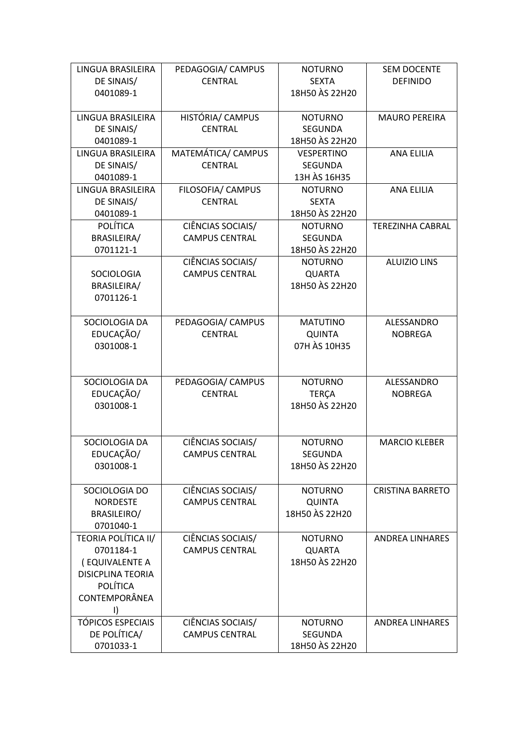| | | | |
|---|---|---|---|
| LINGUA BRASILEIRA DE SINAIS/ 0401089-1 | PEDAGOGIA/ CAMPUS CENTRAL | NOTURNO SEXTA 18H50 ÀS 22H20 | SEM DOCENTE DEFINIDO |
| LINGUA BRASILEIRA DE SINAIS/ 0401089-1 | HISTÓRIA/ CAMPUS CENTRAL | NOTURNO SEGUNDA 18H50 ÀS 22H20 | MAURO PEREIRA |
| LINGUA BRASILEIRA DE SINAIS/ 0401089-1 | MATEMÁTICA/ CAMPUS CENTRAL | VESPERTINO SEGUNDA 13H ÀS 16H35 | ANA ELILIA |
| LINGUA BRASILEIRA DE SINAIS/ 0401089-1 | FILOSOFIA/ CAMPUS CENTRAL | NOTURNO SEXTA 18H50 ÀS 22H20 | ANA ELILIA |
| POLÍTICA BRASILEIRA/ 0701121-1 | CIÊNCIAS SOCIAIS/ CAMPUS CENTRAL | NOTURNO SEGUNDA 18H50 ÀS 22H20 | TEREZINHA CABRAL |
| SOCIOLOGIA BRASILEIRA/ 0701126-1 | CIÊNCIAS SOCIAIS/ CAMPUS CENTRAL | NOTURNO QUARTA 18H50 ÀS 22H20 | ALUIZIO LINS |
| SOCIOLOGIA DA EDUCAÇÃO/ 0301008-1 | PEDAGOGIA/ CAMPUS CENTRAL | MATUTINO QUINTA 07H ÀS 10H35 | ALESSANDRO NOBREGA |
| SOCIOLOGIA DA EDUCAÇÃO/ 0301008-1 | PEDAGOGIA/ CAMPUS CENTRAL | NOTURNO TERÇA 18H50 ÀS 22H20 | ALESSANDRO NOBREGA |
| SOCIOLOGIA DA EDUCAÇÃO/ 0301008-1 | CIÊNCIAS SOCIAIS/ CAMPUS CENTRAL | NOTURNO SEGUNDA 18H50 ÀS 22H20 | MARCIO KLEBER |
| SOCIOLOGIA DO NORDESTE BRASILEIRO/ 0701040-1 | CIÊNCIAS SOCIAIS/ CAMPUS CENTRAL | NOTURNO QUINTA 18H50 ÀS 22H20 | CRISTINA BARRETO |
| TEORIA POLÍTICA II/ 0701184-1 ( EQUIVALENTE A DISICPLINA TEORIA POLÍTICA CONTEMPORÂNEA I) | CIÊNCIAS SOCIAIS/ CAMPUS CENTRAL | NOTURNO QUARTA 18H50 ÀS 22H20 | ANDREA LINHARES |
| TÓPICOS ESPECIAIS DE POLÍTICA/ 0701033-1 | CIÊNCIAS SOCIAIS/ CAMPUS CENTRAL | NOTURNO SEGUNDA 18H50 ÀS 22H20 | ANDREA LINHARES |